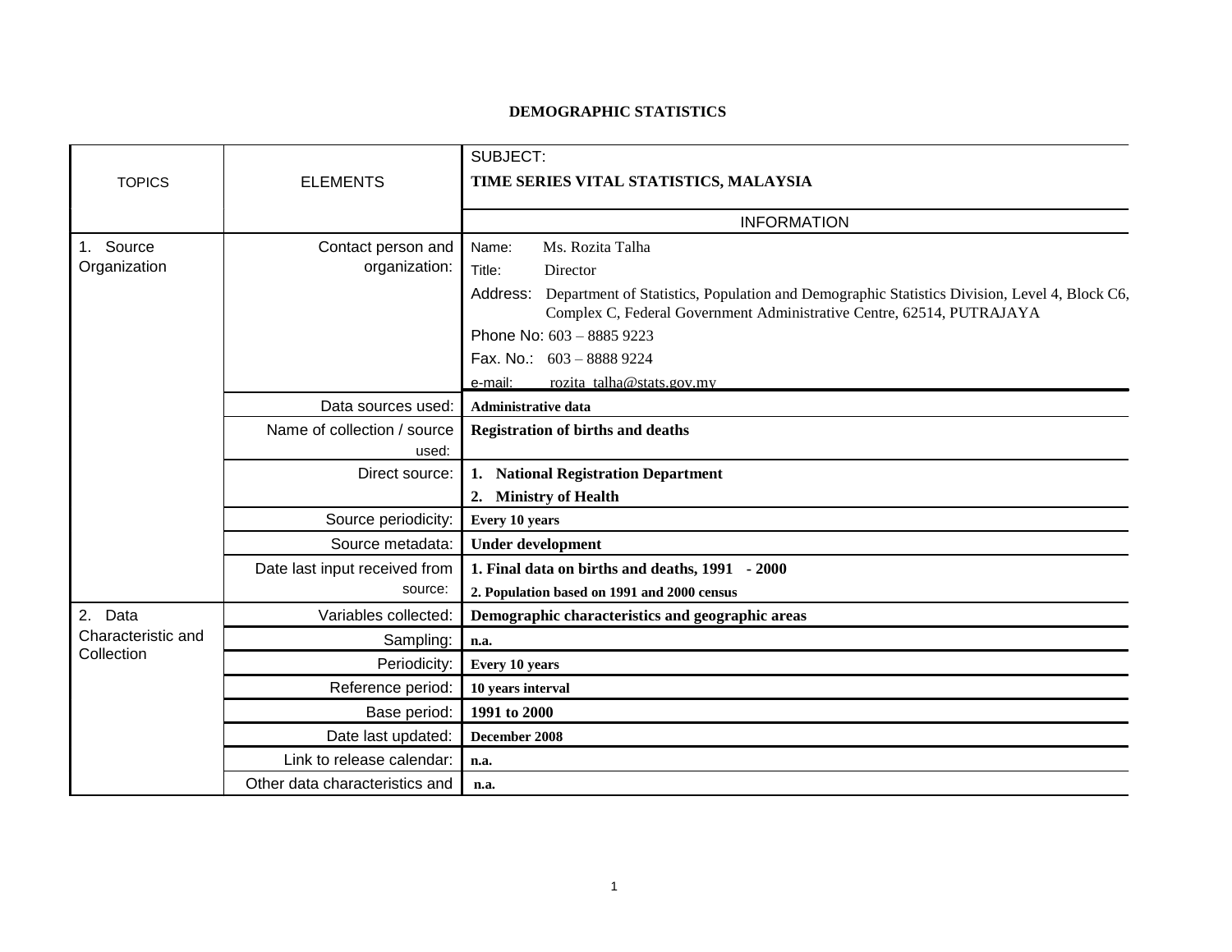# DEMOGRAPHIC STATISTICS

| TOPICS | ELEMENTS | SUBJECT: **TIME SERIES VITAL STATISTICS, MALAYSIA** |
|---|---|---|
| | | INFORMATION |
| 1. Source Organization | Contact person and organization: | Name: Ms. Rozita Talha<br>Title: Director<br>Address: Department of Statistics, Population and Demographic Statistics Division, Level 4, Block C6, Complex C, Federal Government Administrative Centre, 62514, PUTRAJAYA<br>Phone No: 603 – 8885 9223<br>Fax. No.: 603 – 8888 9224<br>e-mail: rozita_talha@stats.gov.my |
| | Data sources used: | **Administrative data** |
| | Name of collection / source used: | **Registration of births and deaths** |
| | Direct source: | **1. National Registration Department**<br>**2. Ministry of Health** |
| | Source periodicity: | **Every 10 years** |
| | Source metadata: | **Under development** |
| | Date last input received from source: | **1. Final data on births and deaths, 1991 - 2000**<br>**2. Population based on 1991 and 2000 census** |
| 2. Data Characteristic and Collection | Variables collected: | **Demographic characteristics and geographic areas** |
| | Sampling: | **n.a.** |
| | Periodicity: | **Every 10 years** |
| | Reference period: | **10 years interval** |
| | Base period: | **1991 to 2000** |
| | Date last updated: | **December 2008** |
| | Link to release calendar: | **n.a.** |
| | Other data characteristics and | **n.a.** |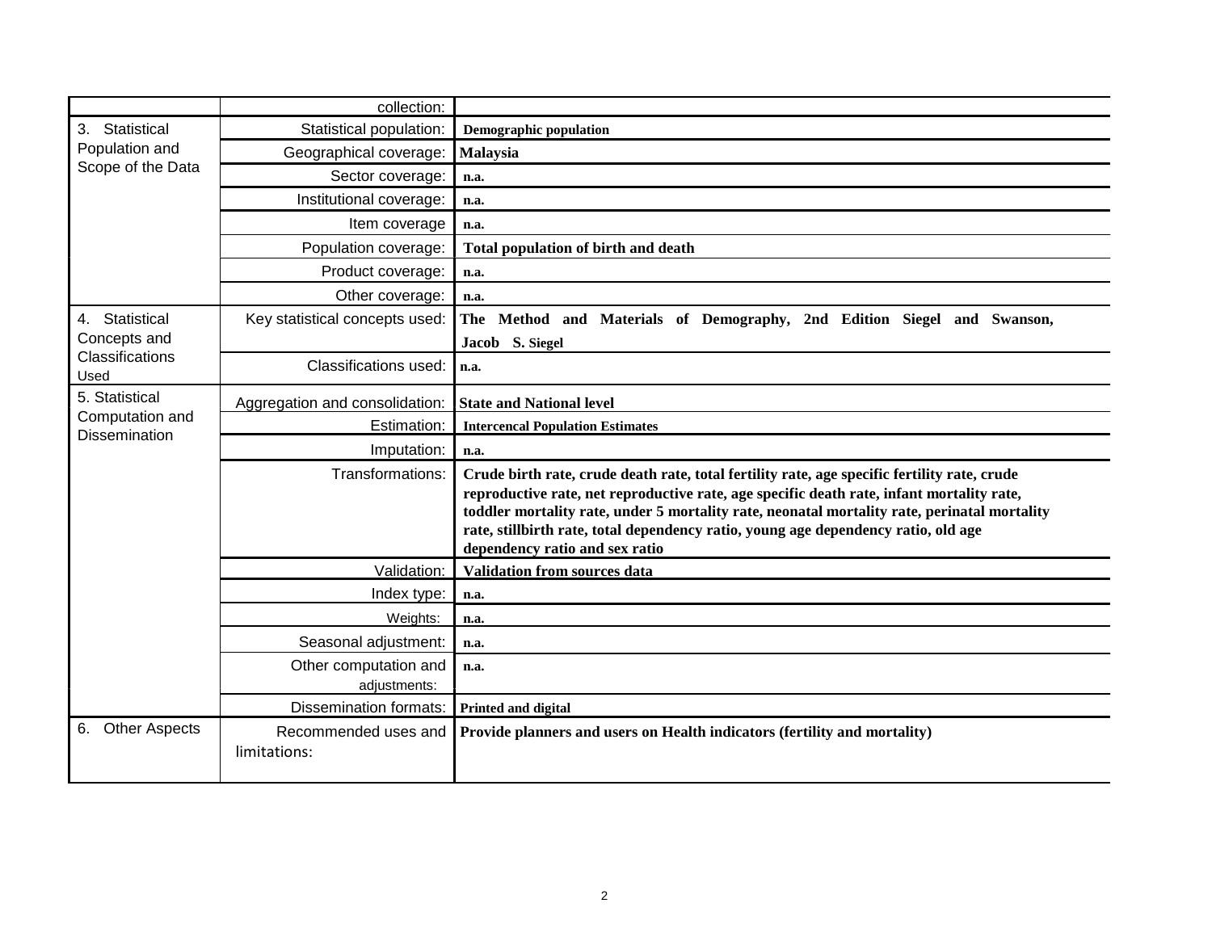| | | |
|---|---|---|
| | collection: | |
| 3. Statistical Population and Scope of the Data | Statistical population: | **Demographic population** |
| | Geographical coverage: | **Malaysia** |
| | Sector coverage: | **n.a.** |
| | Institutional coverage: | **n.a.** |
| | Item coverage | **n.a.** |
| | Population coverage: | **Total population of birth and death** |
| | Product coverage: | **n.a.** |
| | Other coverage: | **n.a.** |
| 4. Statistical Concepts and Classifications Used | Key statistical concepts used: | **The Method and Materials of Demography, 2nd Edition Siegel and Swanson, Jacob S. Siegel** |
| | Classifications used: | **n.a.** |
| 5. Statistical Computation and Dissemination | Aggregation and consolidation: | **State and National level** |
| | Estimation: | **Intercencal Population Estimates** |
| | Imputation: | **n.a.** |
| | Transformations: | **Crude birth rate, crude death rate, total fertility rate, age specific fertility rate, crude reproductive rate, net reproductive rate, age specific death rate, infant mortality rate, toddler mortality rate, under 5 mortality rate, neonatal mortality rate, perinatal mortality rate, stillbirth rate, total dependency ratio, young age dependency ratio, old age dependency ratio and sex ratio** |
| | Validation: | **Validation from sources data** |
| | Index type: | **n.a.** |
| | Weights: | **n.a.** |
| | Seasonal adjustment: | **n.a.** |
| | Other computation and adjustments: | **n.a.** |
| | Dissemination formats: | **Printed and digital** |
| 6. Other Aspects | Recommended uses and limitations: | **Provide planners and users on Health indicators (fertility and mortality)** |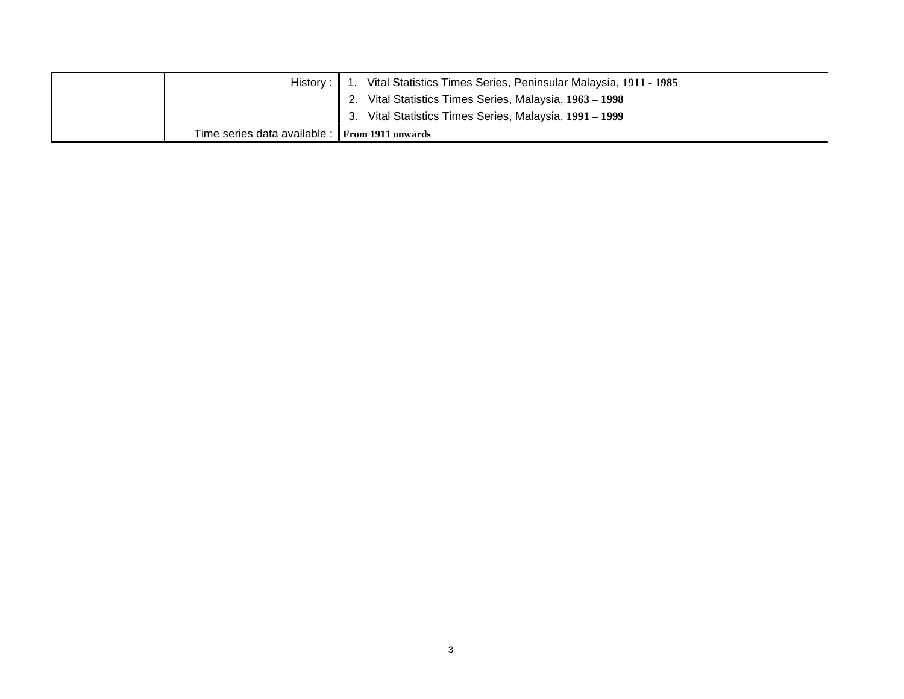| | | |
|---|---|---|
| | History : | 1. Vital Statistics Times Series, Peninsular Malaysia, **1911 - 1985** |
| | | 2. Vital Statistics Times Series, Malaysia, **1963 – 1998** |
| | | 3. Vital Statistics Times Series, Malaysia, **1991 – 1999** |
| | Time series data available : | **From 1911 onwards** |